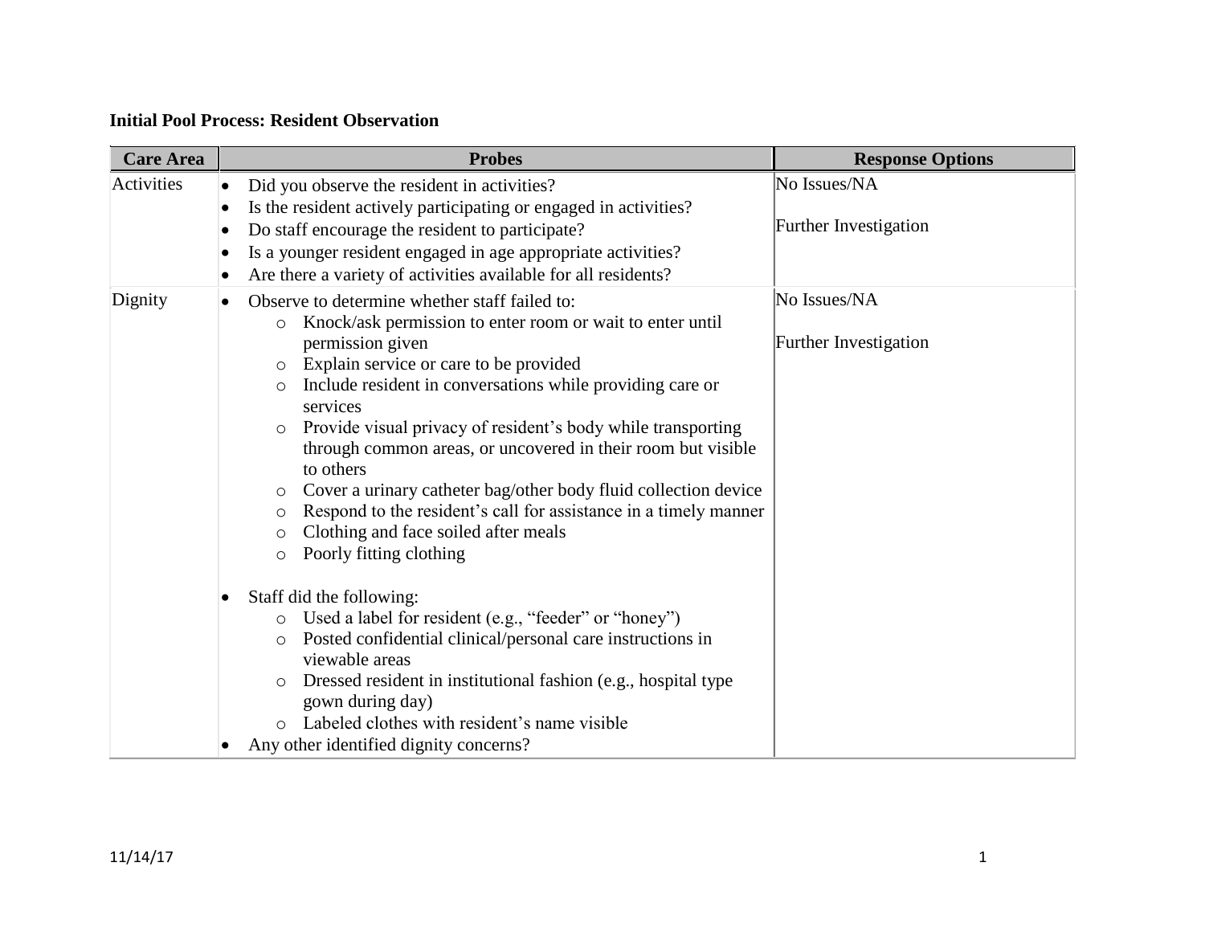**Initial Pool Process: Resident Observation**

| Care Area | Probes | Response Options |
|---|---|---|
| Activities | • Did you observe the resident in activities?<br>• Is the resident actively participating or engaged in activities?<br>• Do staff encourage the resident to participate?<br>• Is a younger resident engaged in age appropriate activities?<br>• Are there a variety of activities available for all residents? | No Issues/NA<br><br>Further Investigation |
| Dignity | • Observe to determine whether staff failed to:<br>&nbsp;&nbsp;&nbsp;&nbsp;○ Knock/ask permission to enter room or wait to enter until permission given<br>&nbsp;&nbsp;&nbsp;&nbsp;○ Explain service or care to be provided<br>&nbsp;&nbsp;&nbsp;&nbsp;○ Include resident in conversations while providing care or services<br>&nbsp;&nbsp;&nbsp;&nbsp;○ Provide visual privacy of resident's body while transporting through common areas, or uncovered in their room but visible to others<br>&nbsp;&nbsp;&nbsp;&nbsp;○ Cover a urinary catheter bag/other body fluid collection device<br>&nbsp;&nbsp;&nbsp;&nbsp;○ Respond to the resident's call for assistance in a timely manner<br>&nbsp;&nbsp;&nbsp;&nbsp;○ Clothing and face soiled after meals<br>&nbsp;&nbsp;&nbsp;&nbsp;○ Poorly fitting clothing<br><br>• Staff did the following:<br>&nbsp;&nbsp;&nbsp;&nbsp;○ Used a label for resident (e.g., "feeder" or "honey")<br>&nbsp;&nbsp;&nbsp;&nbsp;○ Posted confidential clinical/personal care instructions in viewable areas<br>&nbsp;&nbsp;&nbsp;&nbsp;○ Dressed resident in institutional fashion (e.g., hospital type gown during day)<br>&nbsp;&nbsp;&nbsp;&nbsp;○ Labeled clothes with resident's name visible<br>• Any other identified dignity concerns? | No Issues/NA<br><br>Further Investigation |

11/14/17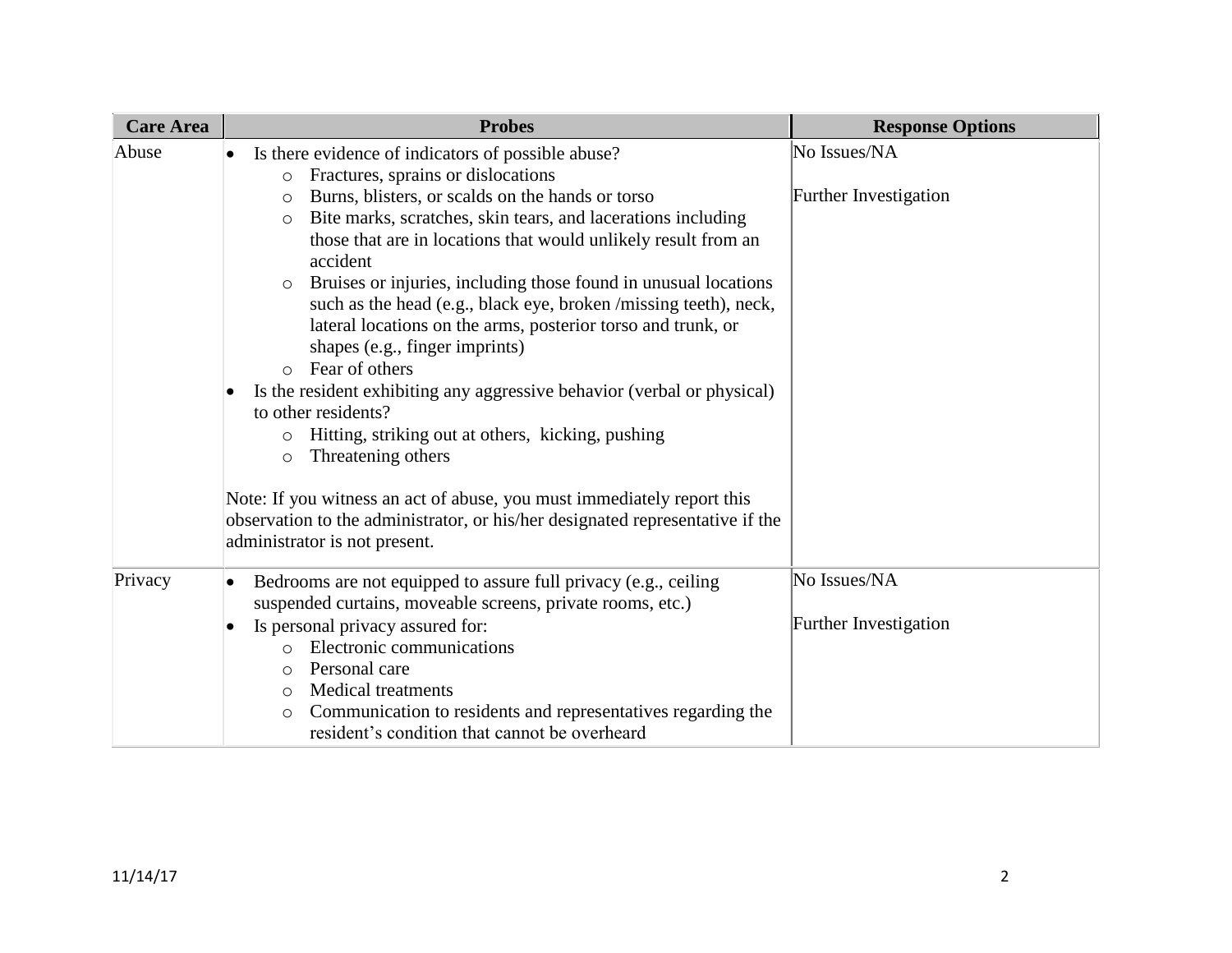| Care Area | Probes | Response Options |
|---|---|---|
| Abuse | • Is there evidence of indicators of possible abuse?<br>  ○ Fractures, sprains or dislocations<br>  ○ Burns, blisters, or scalds on the hands or torso<br>  ○ Bite marks, scratches, skin tears, and lacerations including those that are in locations that would unlikely result from an accident<br>  ○ Bruises or injuries, including those found in unusual locations such as the head (e.g., black eye, broken /missing teeth), neck, lateral locations on the arms, posterior torso and trunk, or shapes (e.g., finger imprints)<br>  ○ Fear of others<br>• Is the resident exhibiting any aggressive behavior (verbal or physical) to other residents?<br>  ○ Hitting, striking out at others, kicking, pushing<br>  ○ Threatening others<br><br>Note: If you witness an act of abuse, you must immediately report this observation to the administrator, or his/her designated representative if the administrator is not present. | No Issues/NA<br><br>Further Investigation |
| Privacy | • Bedrooms are not equipped to assure full privacy (e.g., ceiling suspended curtains, moveable screens, private rooms, etc.)<br>• Is personal privacy assured for:<br>  ○ Electronic communications<br>  ○ Personal care<br>  ○ Medical treatments<br>  ○ Communication to residents and representatives regarding the resident's condition that cannot be overheard | No Issues/NA<br><br>Further Investigation |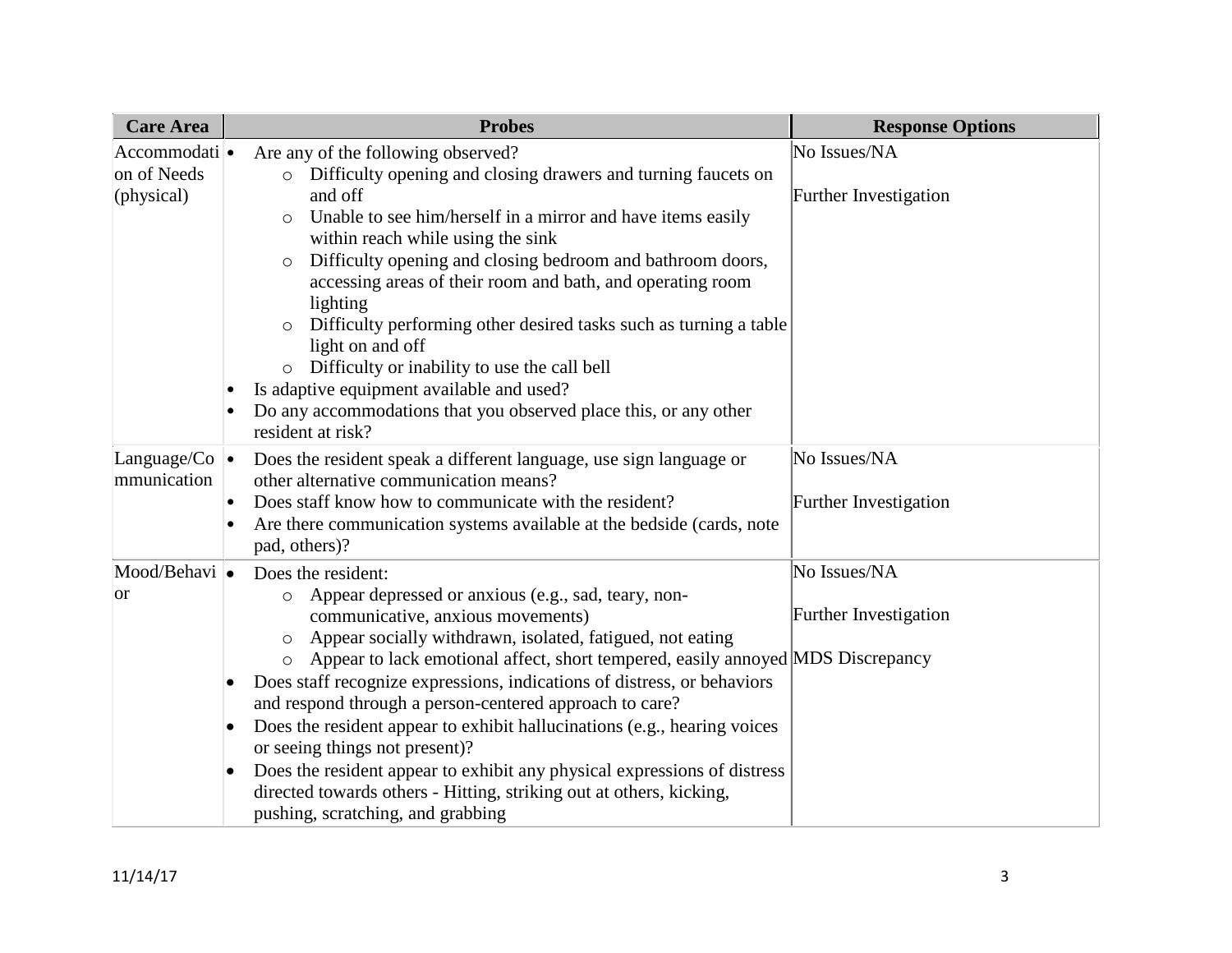| Care Area | Probes | Response Options |
| --- | --- | --- |
| Accommodation of Needs (physical) | • Are any of the following observed?<br>  ○ Difficulty opening and closing drawers and turning faucets on and off<br>  ○ Unable to see him/herself in a mirror and have items easily within reach while using the sink<br>  ○ Difficulty opening and closing bedroom and bathroom doors, accessing areas of their room and bath, and operating room lighting<br>  ○ Difficulty performing other desired tasks such as turning a table light on and off<br>  ○ Difficulty or inability to use the call bell<br>• Is adaptive equipment available and used?<br>• Do any accommodations that you observed place this, or any other resident at risk? | No Issues/NA<br><br>Further Investigation |
| Language/Communication | • Does the resident speak a different language, use sign language or other alternative communication means?<br>• Does staff know how to communicate with the resident?<br>• Are there communication systems available at the bedside (cards, note pad, others)? | No Issues/NA<br><br>Further Investigation |
| Mood/Behavior | • Does the resident:<br>  ○ Appear depressed or anxious (e.g., sad, teary, non-communicative, anxious movements)<br>  ○ Appear socially withdrawn, isolated, fatigued, not eating<br>  ○ Appear to lack emotional affect, short tempered, easily annoyed<br>• Does staff recognize expressions, indications of distress, or behaviors and respond through a person-centered approach to care?<br>• Does the resident appear to exhibit hallucinations (e.g., hearing voices or seeing things not present)?<br>• Does the resident appear to exhibit any physical expressions of distress directed towards others - Hitting, striking out at others, kicking, pushing, scratching, and grabbing | No Issues/NA<br><br>Further Investigation<br><br>MDS Discrepancy |

11/14/17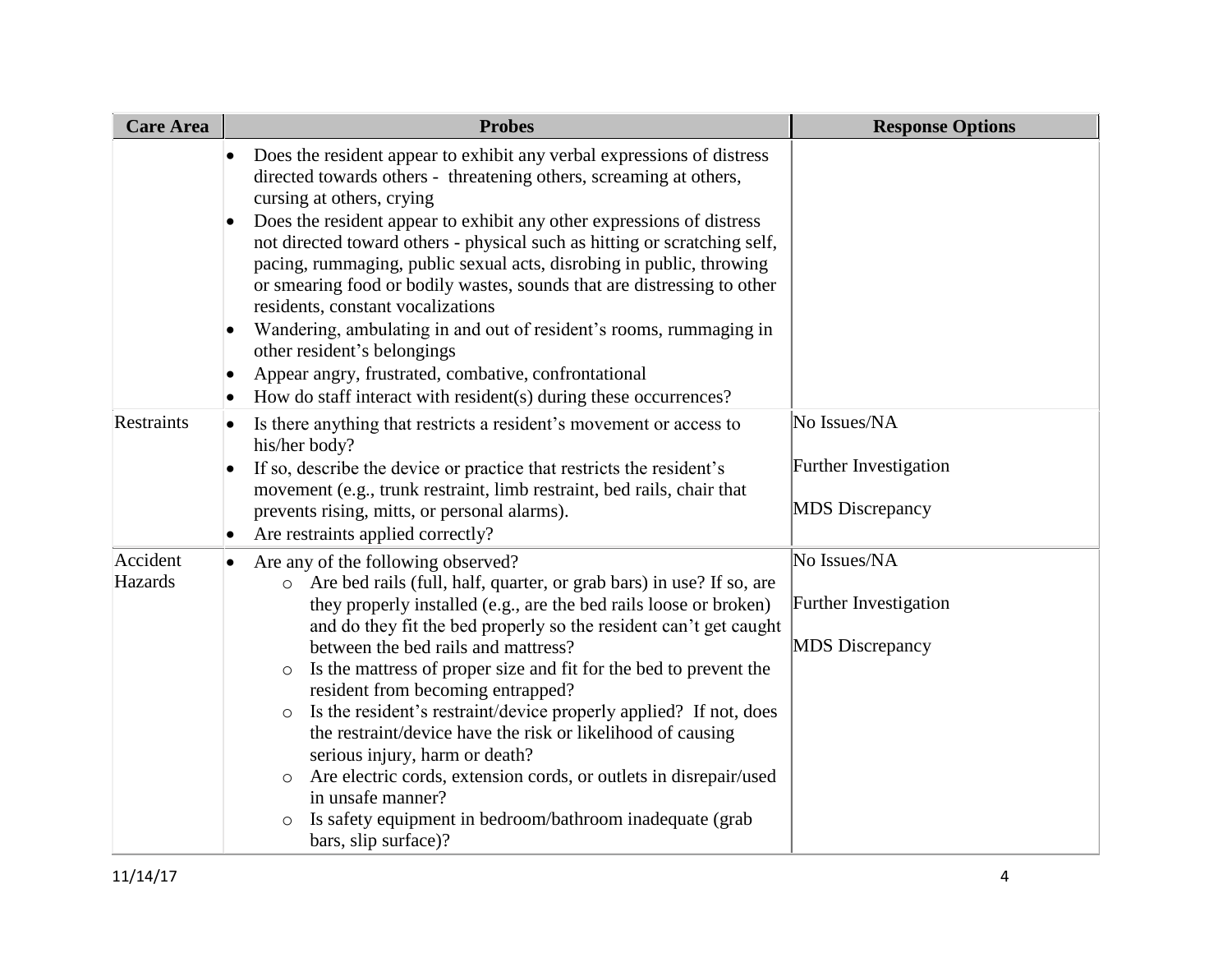| Care Area | Probes | Response Options |
|---|---|---|
| | • Does the resident appear to exhibit any verbal expressions of distress directed towards others - threatening others, screaming at others, cursing at others, crying<br>• Does the resident appear to exhibit any other expressions of distress not directed toward others - physical such as hitting or scratching self, pacing, rummaging, public sexual acts, disrobing in public, throwing or smearing food or bodily wastes, sounds that are distressing to other residents, constant vocalizations<br>• Wandering, ambulating in and out of resident's rooms, rummaging in other resident's belongings<br>• Appear angry, frustrated, combative, confrontational<br>• How do staff interact with resident(s) during these occurrences? | |
| Restraints | • Is there anything that restricts a resident's movement or access to his/her body?<br>• If so, describe the device or practice that restricts the resident's movement (e.g., trunk restraint, limb restraint, bed rails, chair that prevents rising, mitts, or personal alarms).<br>• Are restraints applied correctly? | No Issues/NA<br><br>Further Investigation<br><br>MDS Discrepancy |
| Accident Hazards | • Are any of the following observed?<br>  ○ Are bed rails (full, half, quarter, or grab bars) in use? If so, are they properly installed (e.g., are the bed rails loose or broken) and do they fit the bed properly so the resident can't get caught between the bed rails and mattress?<br>  ○ Is the mattress of proper size and fit for the bed to prevent the resident from becoming entrapped?<br>  ○ Is the resident's restraint/device properly applied? If not, does the restraint/device have the risk or likelihood of causing serious injury, harm or death?<br>  ○ Are electric cords, extension cords, or outlets in disrepair/used in unsafe manner?<br>  ○ Is safety equipment in bedroom/bathroom inadequate (grab bars, slip surface)? | No Issues/NA<br><br>Further Investigation<br><br>MDS Discrepancy |

11/14/17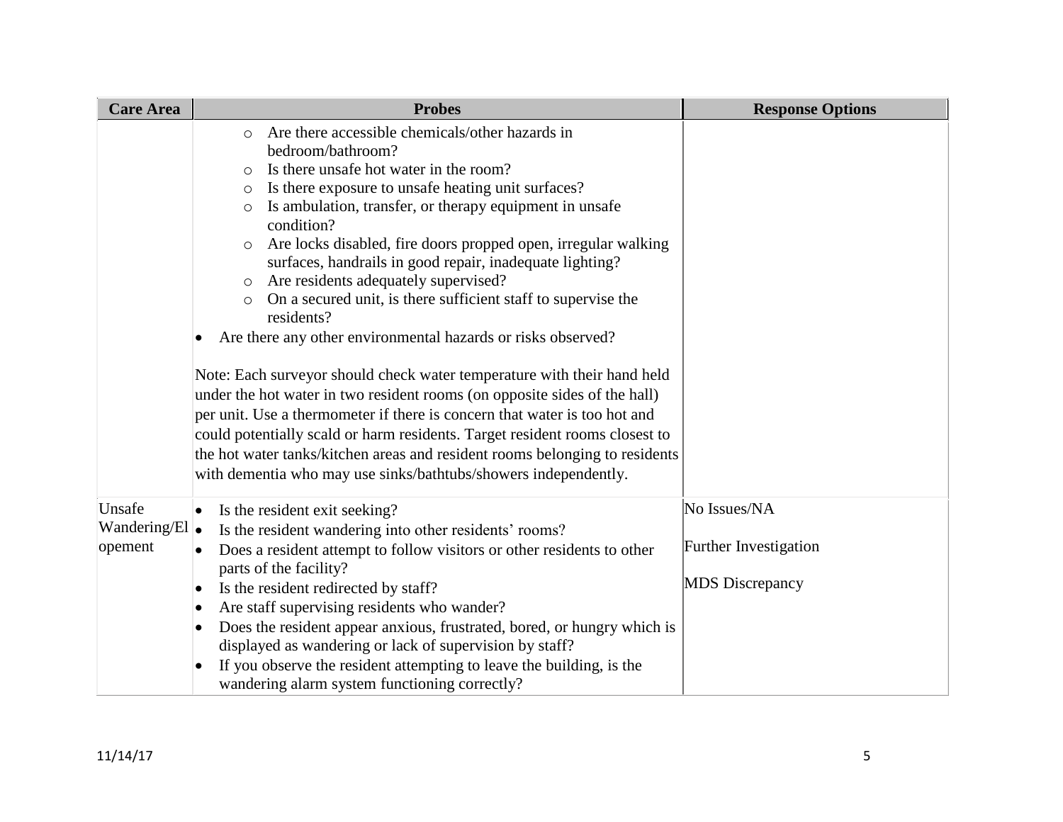| Care Area | Probes | Response Options |
|---|---|---|
| | ○ Are there accessible chemicals/other hazards in bedroom/bathroom?<br>○ Is there unsafe hot water in the room?<br>○ Is there exposure to unsafe heating unit surfaces?<br>○ Is ambulation, transfer, or therapy equipment in unsafe condition?<br>○ Are locks disabled, fire doors propped open, irregular walking surfaces, handrails in good repair, inadequate lighting?<br>○ Are residents adequately supervised?<br>○ On a secured unit, is there sufficient staff to supervise the residents?<br>• Are there any other environmental hazards or risks observed?<br><br>Note: Each surveyor should check water temperature with their hand held under the hot water in two resident rooms (on opposite sides of the hall) per unit. Use a thermometer if there is concern that water is too hot and could potentially scald or harm residents. Target resident rooms closest to the hot water tanks/kitchen areas and resident rooms belonging to residents with dementia who may use sinks/bathtubs/showers independently. | |
| Unsafe Wandering/Elopement | • Is the resident exit seeking?<br>• Is the resident wandering into other residents' rooms?<br>• Does a resident attempt to follow visitors or other residents to other parts of the facility?<br>• Is the resident redirected by staff?<br>• Are staff supervising residents who wander?<br>• Does the resident appear anxious, frustrated, bored, or hungry which is displayed as wandering or lack of supervision by staff?<br>• If you observe the resident attempting to leave the building, is the wandering alarm system functioning correctly? | No Issues/NA<br><br>Further Investigation<br><br>MDS Discrepancy |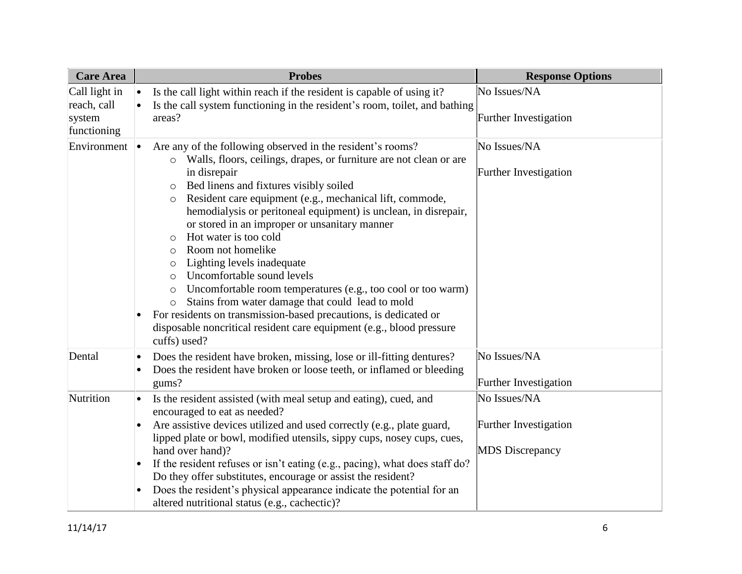| Care Area | Probes | Response Options |
|---|---|---|
| Call light in reach, call system functioning | • Is the call light within reach if the resident is capable of using it?<br>• Is the call system functioning in the resident's room, toilet, and bathing areas? | No Issues/NA<br><br>Further Investigation |
| Environment | • Are any of the following observed in the resident's rooms?<br>  ○ Walls, floors, ceilings, drapes, or furniture are not clean or are in disrepair<br>  ○ Bed linens and fixtures visibly soiled<br>  ○ Resident care equipment (e.g., mechanical lift, commode, hemodialysis or peritoneal equipment) is unclean, in disrepair, or stored in an improper or unsanitary manner<br>  ○ Hot water is too cold<br>  ○ Room not homelike<br>  ○ Lighting levels inadequate<br>  ○ Uncomfortable sound levels<br>  ○ Uncomfortable room temperatures (e.g., too cool or too warm)<br>  ○ Stains from water damage that could lead to mold<br>• For residents on transmission-based precautions, is dedicated or disposable noncritical resident care equipment (e.g., blood pressure cuffs) used? | No Issues/NA<br><br>Further Investigation |
| Dental | • Does the resident have broken, missing, lose or ill-fitting dentures?<br>• Does the resident have broken or loose teeth, or inflamed or bleeding gums? | No Issues/NA<br><br>Further Investigation |
| Nutrition | • Is the resident assisted (with meal setup and eating), cued, and encouraged to eat as needed?<br>• Are assistive devices utilized and used correctly (e.g., plate guard, lipped plate or bowl, modified utensils, sippy cups, nosey cups, cues, hand over hand)?<br>• If the resident refuses or isn't eating (e.g., pacing), what does staff do? Do they offer substitutes, encourage or assist the resident?<br>• Does the resident's physical appearance indicate the potential for an altered nutritional status (e.g., cachectic)? | No Issues/NA<br><br>Further Investigation<br><br>MDS Discrepancy |

11/14/17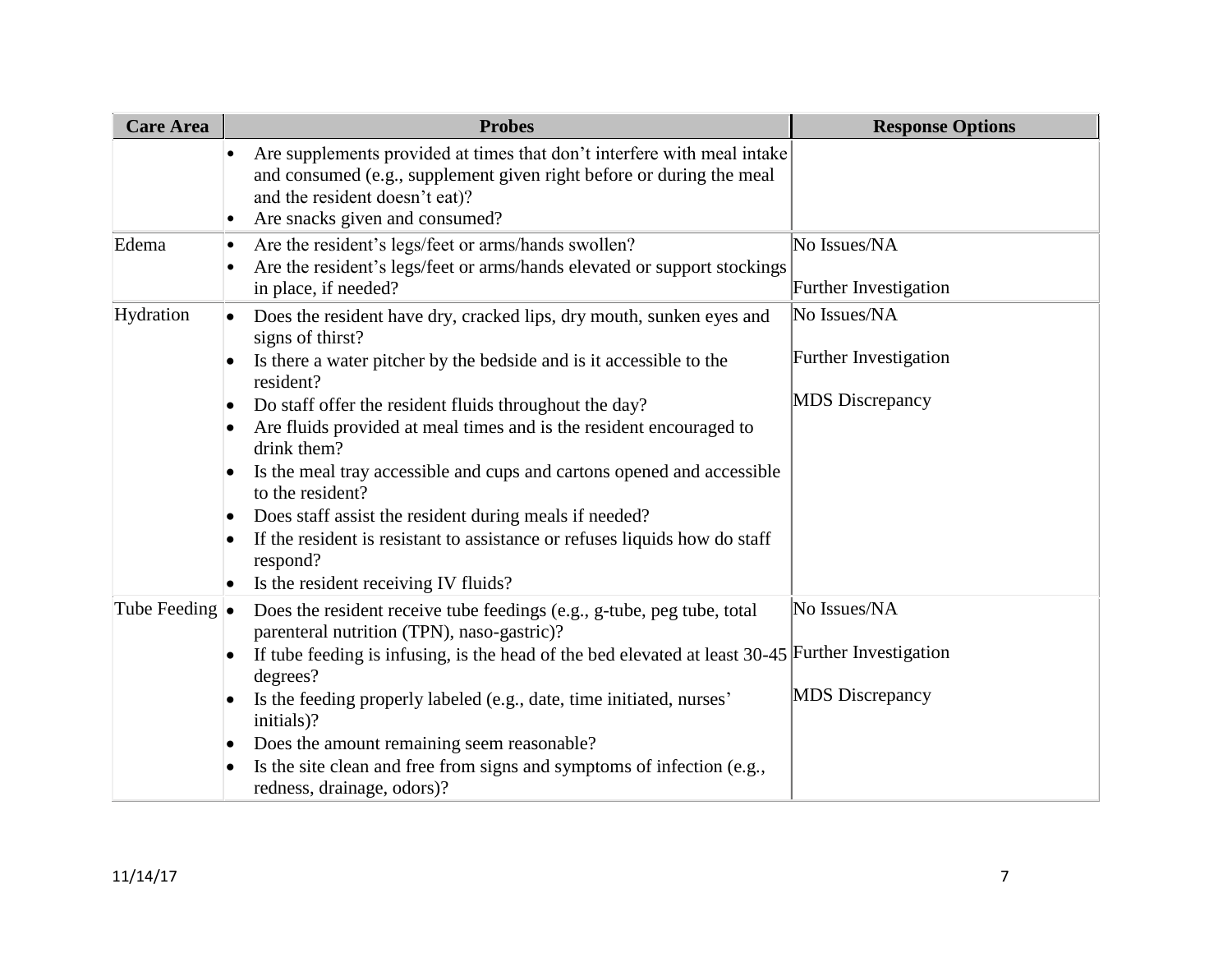| Care Area | Probes | Response Options |
| --- | --- | --- |
| | • Are supplements provided at times that don't interfere with meal intake and consumed (e.g., supplement given right before or during the meal and the resident doesn't eat)?<br>• Are snacks given and consumed? | |
| Edema | • Are the resident's legs/feet or arms/hands swollen?<br>• Are the resident's legs/feet or arms/hands elevated or support stockings in place, if needed? | No Issues/NA<br><br>Further Investigation |
| Hydration | • Does the resident have dry, cracked lips, dry mouth, sunken eyes and signs of thirst?<br>• Is there a water pitcher by the bedside and is it accessible to the resident?<br>• Do staff offer the resident fluids throughout the day?<br>• Are fluids provided at meal times and is the resident encouraged to drink them?<br>• Is the meal tray accessible and cups and cartons opened and accessible to the resident?<br>• Does staff assist the resident during meals if needed?<br>• If the resident is resistant to assistance or refuses liquids how do staff respond?<br>• Is the resident receiving IV fluids? | No Issues/NA<br><br>Further Investigation<br><br>MDS Discrepancy |
| Tube Feeding | • Does the resident receive tube feedings (e.g., g-tube, peg tube, total parenteral nutrition (TPN), naso-gastric)?<br>• If tube feeding is infusing, is the head of the bed elevated at least 30-45 degrees?<br>• Is the feeding properly labeled (e.g., date, time initiated, nurses' initials)?<br>• Does the amount remaining seem reasonable?<br>• Is the site clean and free from signs and symptoms of infection (e.g., redness, drainage, odors)? | No Issues/NA<br><br>Further Investigation<br><br>MDS Discrepancy |

11/14/17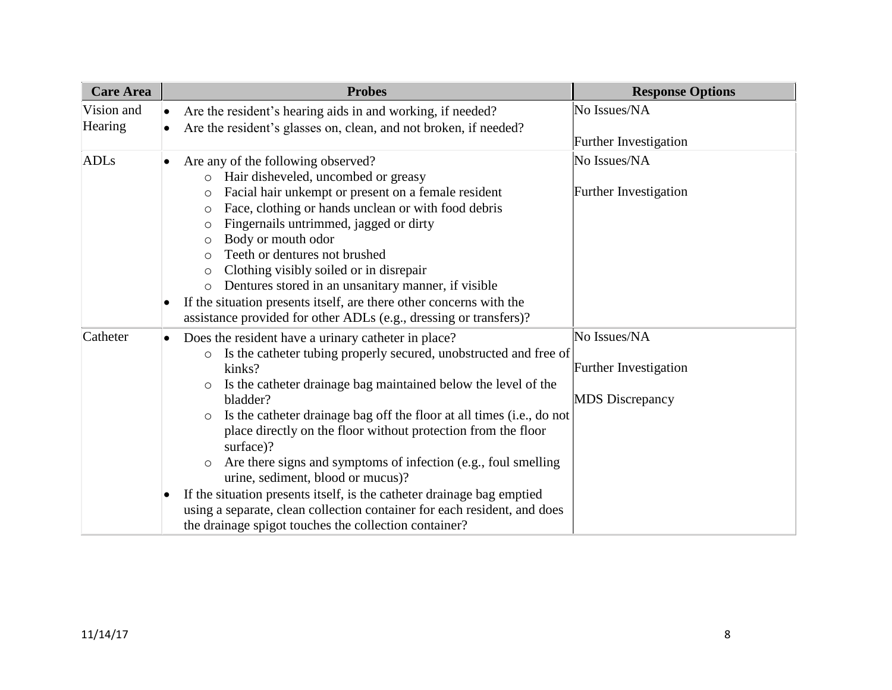| Care Area | Probes | Response Options |
|---|---|---|
| Vision and Hearing | • Are the resident's hearing aids in and working, if needed?<br>• Are the resident's glasses on, clean, and not broken, if needed? | No Issues/NA<br><br>Further Investigation |
| ADLs | • Are any of the following observed?<br>&nbsp;&nbsp;○ Hair disheveled, uncombed or greasy<br>&nbsp;&nbsp;○ Facial hair unkempt or present on a female resident<br>&nbsp;&nbsp;○ Face, clothing or hands unclean or with food debris<br>&nbsp;&nbsp;○ Fingernails untrimmed, jagged or dirty<br>&nbsp;&nbsp;○ Body or mouth odor<br>&nbsp;&nbsp;○ Teeth or dentures not brushed<br>&nbsp;&nbsp;○ Clothing visibly soiled or in disrepair<br>&nbsp;&nbsp;○ Dentures stored in an unsanitary manner, if visible<br>• If the situation presents itself, are there other concerns with the assistance provided for other ADLs (e.g., dressing or transfers)? | No Issues/NA<br><br>Further Investigation |
| Catheter | • Does the resident have a urinary catheter in place?<br>&nbsp;&nbsp;○ Is the catheter tubing properly secured, unobstructed and free of kinks?<br>&nbsp;&nbsp;○ Is the catheter drainage bag maintained below the level of the bladder?<br>&nbsp;&nbsp;○ Is the catheter drainage bag off the floor at all times (i.e., do not place directly on the floor without protection from the floor surface)?<br>&nbsp;&nbsp;○ Are there signs and symptoms of infection (e.g., foul smelling urine, sediment, blood or mucus)?<br>• If the situation presents itself, is the catheter drainage bag emptied using a separate, clean collection container for each resident, and does the drainage spigot touches the collection container? | No Issues/NA<br><br>Further Investigation<br><br>MDS Discrepancy |

11/14/17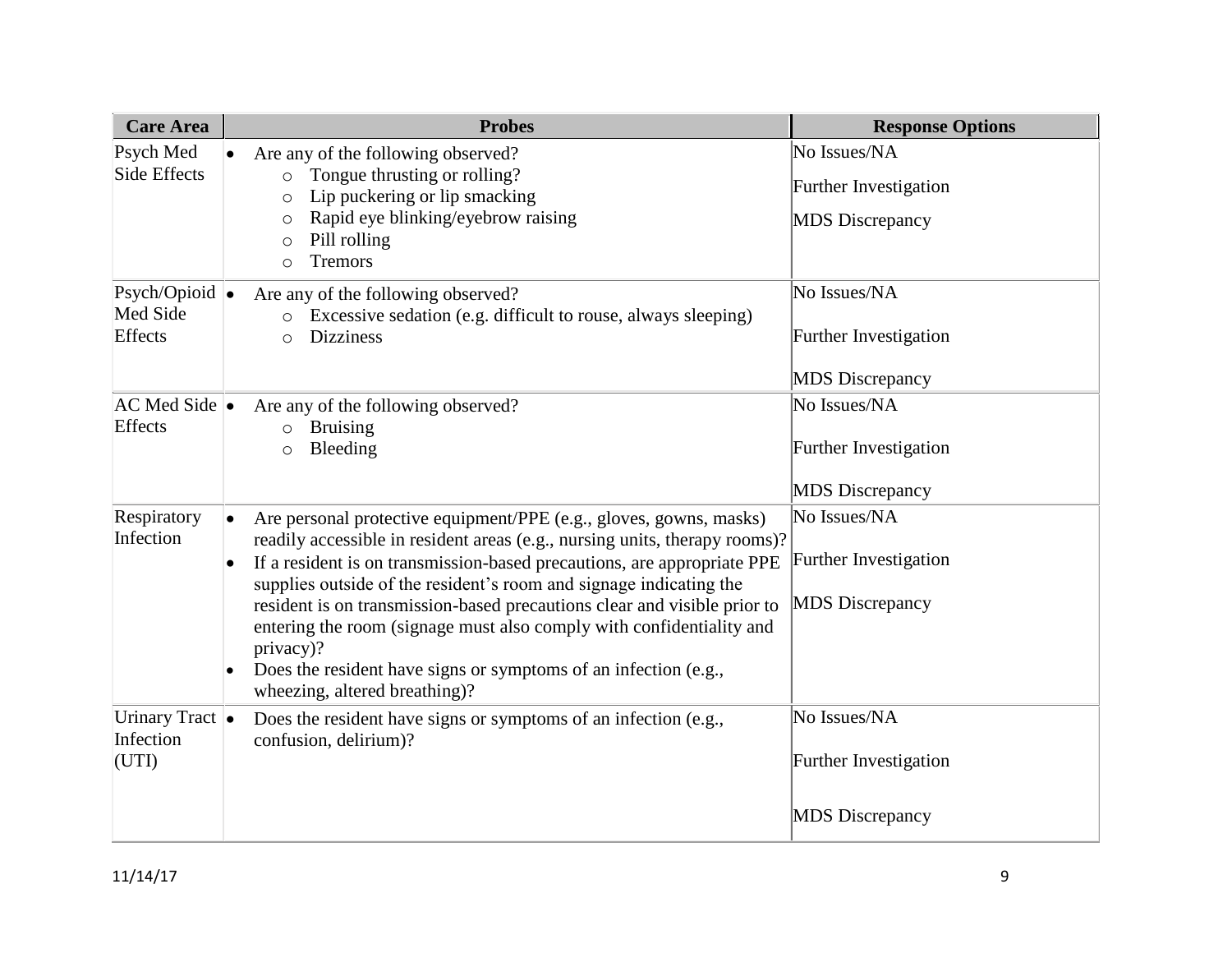| Care Area | Probes | Response Options |
|---|---|---|
| Psych Med Side Effects | • Are any of the following observed?<br>  ○ Tongue thrusting or rolling?<br>  ○ Lip puckering or lip smacking<br>  ○ Rapid eye blinking/eyebrow raising<br>  ○ Pill rolling<br>  ○ Tremors | No Issues/NA<br>Further Investigation<br>MDS Discrepancy |
| Psych/Opioid Med Side Effects | • Are any of the following observed?<br>  ○ Excessive sedation (e.g. difficult to rouse, always sleeping)<br>  ○ Dizziness | No Issues/NA<br>Further Investigation<br>MDS Discrepancy |
| AC Med Side Effects | • Are any of the following observed?<br>  ○ Bruising<br>  ○ Bleeding | No Issues/NA<br>Further Investigation<br>MDS Discrepancy |
| Respiratory Infection | • Are personal protective equipment/PPE (e.g., gloves, gowns, masks) readily accessible in resident areas (e.g., nursing units, therapy rooms)?<br>• If a resident is on transmission-based precautions, are appropriate PPE supplies outside of the resident's room and signage indicating the resident is on transmission-based precautions clear and visible prior to entering the room (signage must also comply with confidentiality and privacy)?<br>• Does the resident have signs or symptoms of an infection (e.g., wheezing, altered breathing)? | No Issues/NA<br>Further Investigation<br>MDS Discrepancy |
| Urinary Tract Infection (UTI) | • Does the resident have signs or symptoms of an infection (e.g., confusion, delirium)? | No Issues/NA<br>Further Investigation<br>MDS Discrepancy |

11/14/17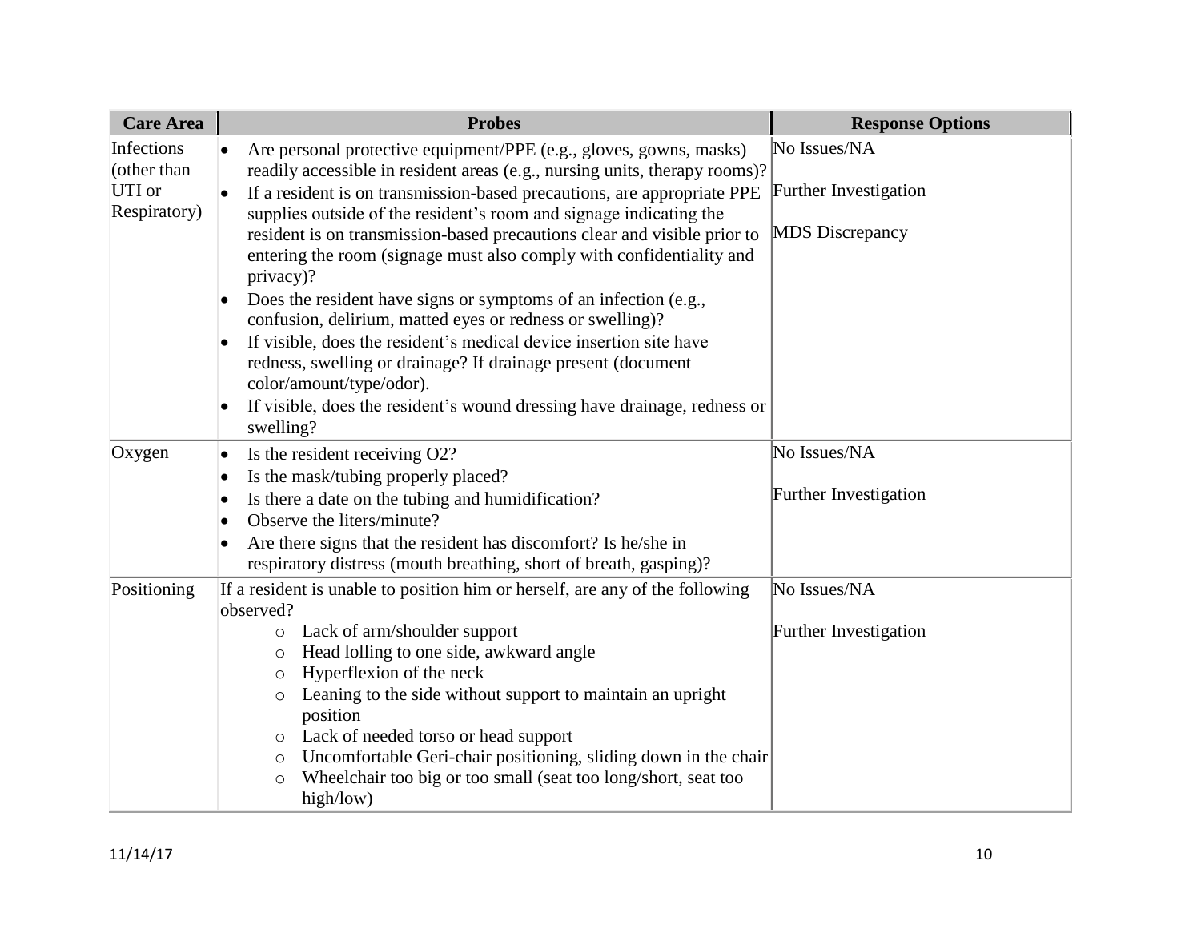| Care Area | Probes | Response Options |
|---|---|---|
| Infections (other than UTI or Respiratory) | • Are personal protective equipment/PPE (e.g., gloves, gowns, masks) readily accessible in resident areas (e.g., nursing units, therapy rooms)?<br>• If a resident is on transmission-based precautions, are appropriate PPE supplies outside of the resident's room and signage indicating the resident is on transmission-based precautions clear and visible prior to entering the room (signage must also comply with confidentiality and privacy)?<br>• Does the resident have signs or symptoms of an infection (e.g., confusion, delirium, matted eyes or redness or swelling)?<br>• If visible, does the resident's medical device insertion site have redness, swelling or drainage? If drainage present (document color/amount/type/odor).<br>• If visible, does the resident's wound dressing have drainage, redness or swelling? | No Issues/NA<br><br>Further Investigation<br><br>MDS Discrepancy |
| Oxygen | • Is the resident receiving O2?<br>• Is the mask/tubing properly placed?<br>• Is there a date on the tubing and humidification?<br>• Observe the liters/minute?<br>• Are there signs that the resident has discomfort? Is he/she in respiratory distress (mouth breathing, short of breath, gasping)? | No Issues/NA<br><br>Further Investigation |
| Positioning | If a resident is unable to position him or herself, are any of the following observed?<br>○ Lack of arm/shoulder support<br>○ Head lolling to one side, awkward angle<br>○ Hyperflexion of the neck<br>○ Leaning to the side without support to maintain an upright position<br>○ Lack of needed torso or head support<br>○ Uncomfortable Geri-chair positioning, sliding down in the chair<br>○ Wheelchair too big or too small (seat too long/short, seat too high/low) | No Issues/NA<br><br>Further Investigation |

11/14/17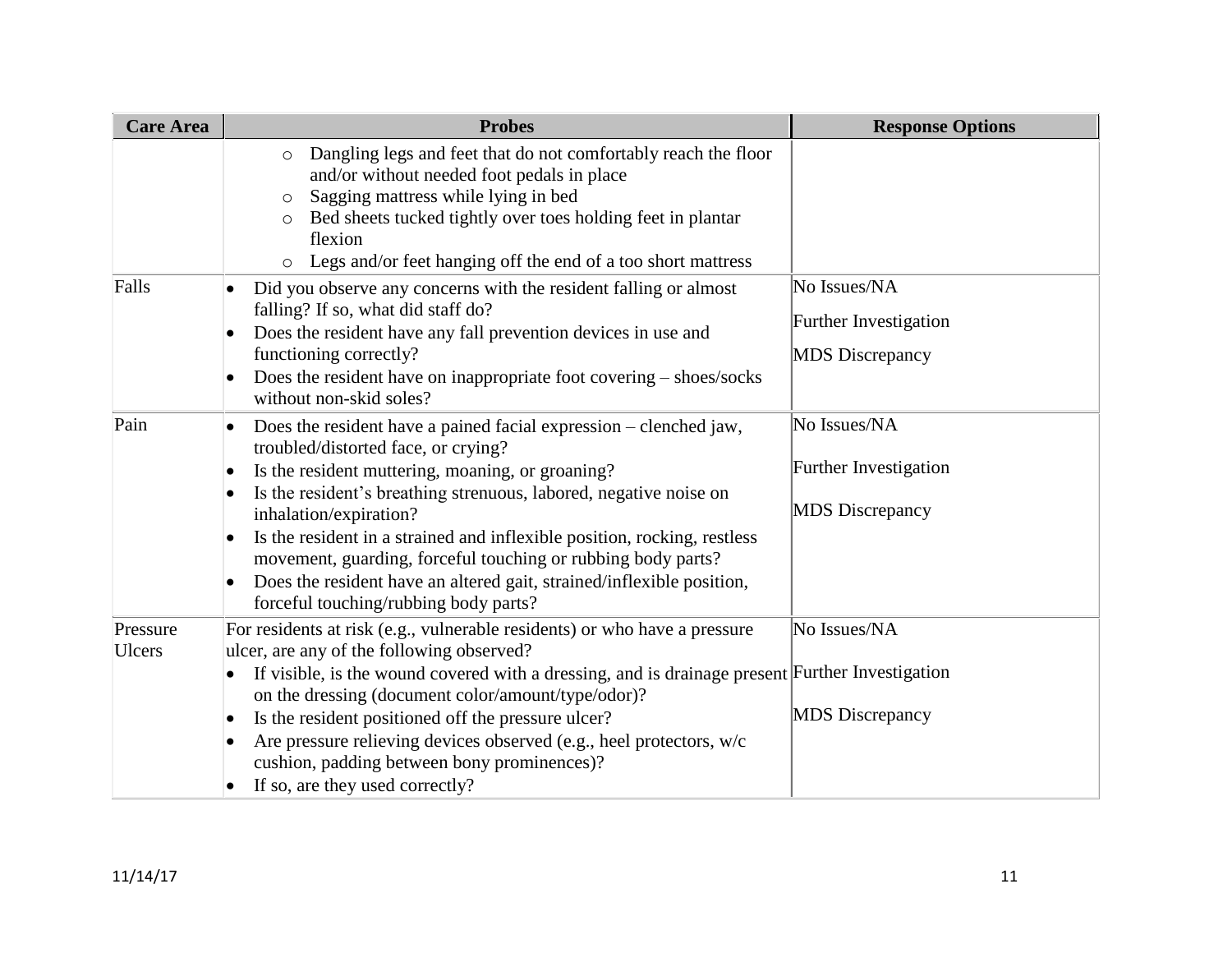| Care Area | Probes | Response Options |
|---|---|---|
| | ○ Dangling legs and feet that do not comfortably reach the floor and/or without needed foot pedals in place<br>○ Sagging mattress while lying in bed<br>○ Bed sheets tucked tightly over toes holding feet in plantar flexion<br>○ Legs and/or feet hanging off the end of a too short mattress | |
| Falls | • Did you observe any concerns with the resident falling or almost falling? If so, what did staff do?<br>• Does the resident have any fall prevention devices in use and functioning correctly?<br>• Does the resident have on inappropriate foot covering – shoes/socks without non-skid soles? | No Issues/NA<br>Further Investigation<br>MDS Discrepancy |
| Pain | • Does the resident have a pained facial expression – clenched jaw, troubled/distorted face, or crying?<br>• Is the resident muttering, moaning, or groaning?<br>• Is the resident's breathing strenuous, labored, negative noise on inhalation/expiration?<br>• Is the resident in a strained and inflexible position, rocking, restless movement, guarding, forceful touching or rubbing body parts?<br>• Does the resident have an altered gait, strained/inflexible position, forceful touching/rubbing body parts? | No Issues/NA<br>Further Investigation<br>MDS Discrepancy |
| Pressure Ulcers | For residents at risk (e.g., vulnerable residents) or who have a pressure ulcer, are any of the following observed?<br>• If visible, is the wound covered with a dressing, and is drainage present on the dressing (document color/amount/type/odor)?<br>• Is the resident positioned off the pressure ulcer?<br>• Are pressure relieving devices observed (e.g., heel protectors, w/c cushion, padding between bony prominences)?<br>• If so, are they used correctly? | No Issues/NA<br>Further Investigation<br>MDS Discrepancy |

11/14/17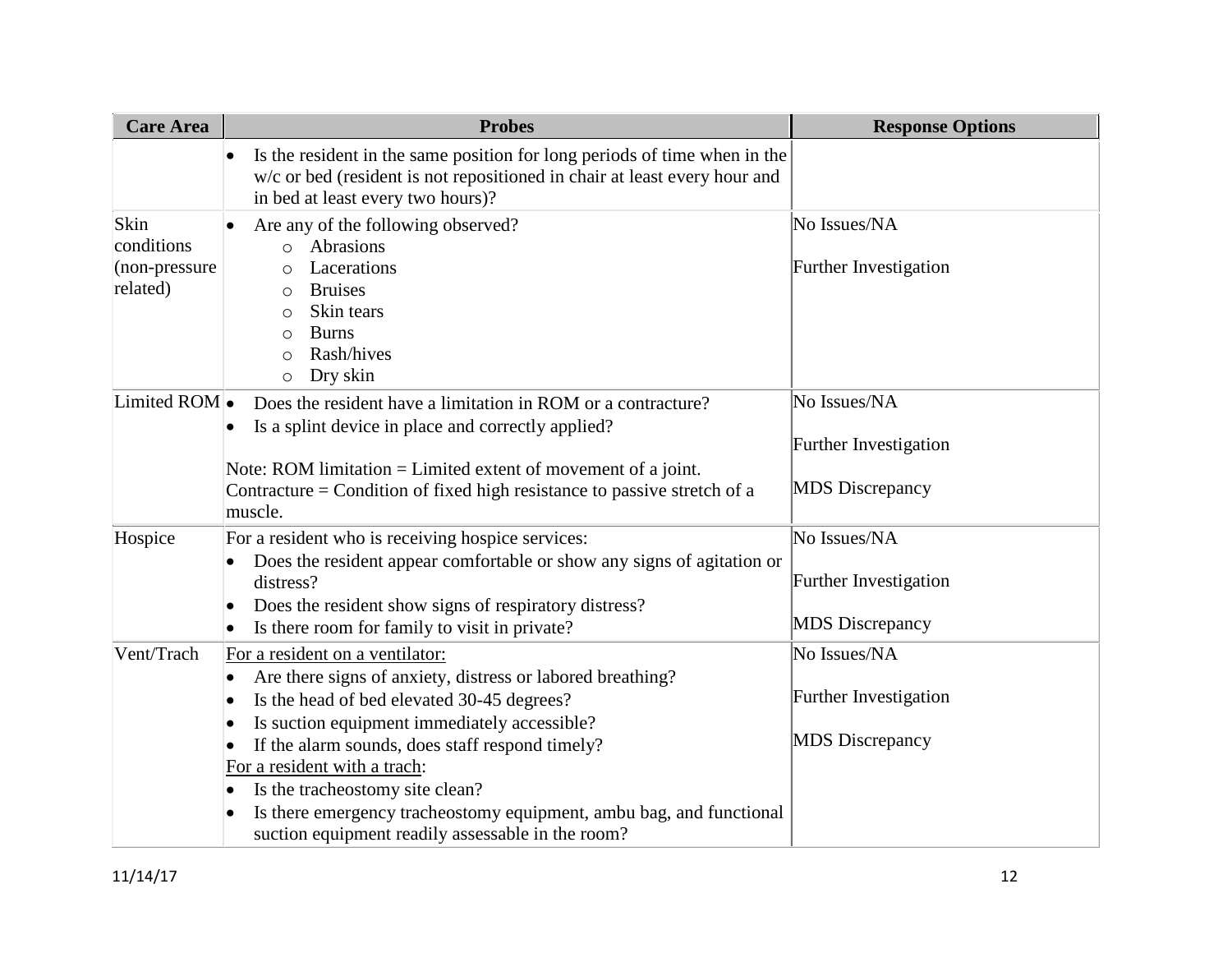| Care Area | Probes | Response Options |
|---|---|---|
| | • Is the resident in the same position for long periods of time when in the w/c or bed (resident is not repositioned in chair at least every hour and in bed at least every two hours)? | |
| Skin conditions (non-pressure related) | • Are any of the following observed?<br>  ○ Abrasions<br>  ○ Lacerations<br>  ○ Bruises<br>  ○ Skin tears<br>  ○ Burns<br>  ○ Rash/hives<br>  ○ Dry skin | No Issues/NA<br><br>Further Investigation |
| Limited ROM | • Does the resident have a limitation in ROM or a contracture?<br>• Is a splint device in place and correctly applied?<br><br>Note: ROM limitation = Limited extent of movement of a joint. Contracture = Condition of fixed high resistance to passive stretch of a muscle. | No Issues/NA<br><br>Further Investigation<br><br>MDS Discrepancy |
| Hospice | For a resident who is receiving hospice services:<br>• Does the resident appear comfortable or show any signs of agitation or distress?<br>• Does the resident show signs of respiratory distress?<br>• Is there room for family to visit in private? | No Issues/NA<br><br>Further Investigation<br><br>MDS Discrepancy |
| Vent/Trach | <u>For a resident on a ventilator:</u><br>• Are there signs of anxiety, distress or labored breathing?<br>• Is the head of bed elevated 30-45 degrees?<br>• Is suction equipment immediately accessible?<br>• If the alarm sounds, does staff respond timely?<br><u>For a resident with a trach</u>:<br>• Is the tracheostomy site clean?<br>• Is there emergency tracheostomy equipment, ambu bag, and functional suction equipment readily assessable in the room? | No Issues/NA<br><br>Further Investigation<br><br>MDS Discrepancy |

11/14/17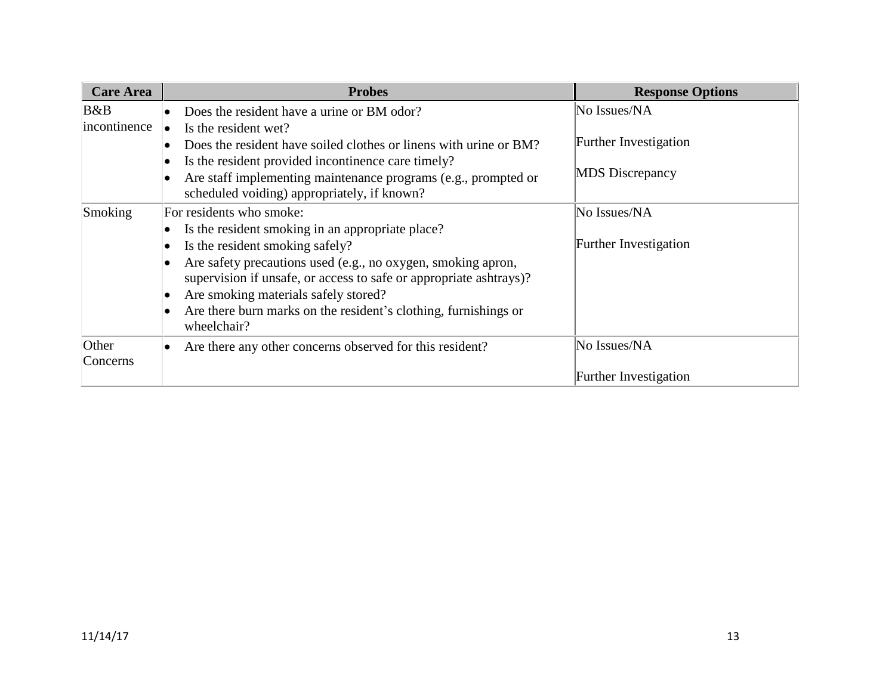| Care Area | Probes | Response Options |
|---|---|---|
| B&B incontinence | • Does the resident have a urine or BM odor?<br>• Is the resident wet?<br>• Does the resident have soiled clothes or linens with urine or BM?<br>• Is the resident provided incontinence care timely?<br>• Are staff implementing maintenance programs (e.g., prompted or scheduled voiding) appropriately, if known? | No Issues/NA<br><br>Further Investigation<br><br>MDS Discrepancy |
| Smoking | For residents who smoke:<br>• Is the resident smoking in an appropriate place?<br>• Is the resident smoking safely?<br>• Are safety precautions used (e.g., no oxygen, smoking apron, supervision if unsafe, or access to safe or appropriate ashtrays)?<br>• Are smoking materials safely stored?<br>• Are there burn marks on the resident's clothing, furnishings or wheelchair? | No Issues/NA<br><br>Further Investigation |
| Other Concerns | • Are there any other concerns observed for this resident? | No Issues/NA<br><br>Further Investigation |

11/14/17